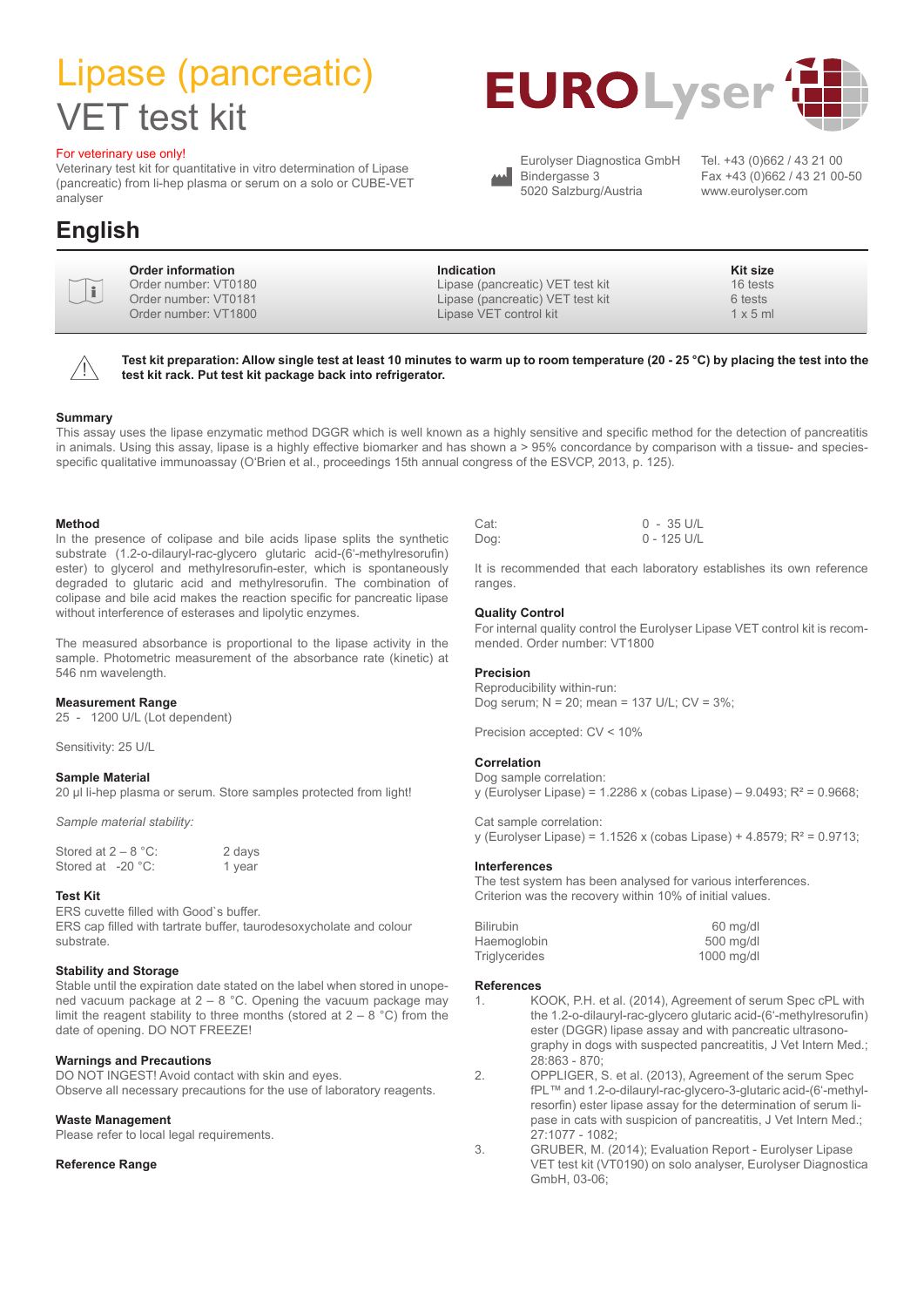# Lipase (pancreatic) VET test kit

For veterinary use only!
Veterinary test kit for quantitative in vitro determination of Lipase (pancreatic) from li-hep plasma or serum on a solo or CUBE-VET analyser

EUROLyser

Eurolyser Diagnostica GmbH
Bindergasse 3
5020 Salzburg/Austria

Tel. +43 (0)662 / 43 21 00
Fax +43 (0)662 / 43 21 00-50
www.eurolyser.com

## English

| Order information | Indication | Kit size |
|---|---|---|
| Order number: VT0180 | Lipase (pancreatic) VET test kit | 16 tests |
| Order number: VT0181 | Lipase (pancreatic) VET test kit | 6 tests |
| Order number: VT1800 | Lipase VET control kit | 1 x 5 ml |

**Test kit preparation: Allow single test at least 10 minutes to warm up to room temperature (20 - 25 °C) by placing the test into the test kit rack. Put test kit package back into refrigerator.**

#### Summary

This assay uses the lipase enzymatic method DGGR which is well known as a highly sensitive and specific method for the detection of pancreatitis in animals. Using this assay, lipase is a highly effective biomarker and has shown a > 95% concordance by comparison with a tissue- and species-specific qualitative immunoassay (O'Brien et al., proceedings 15th annual congress of the ESVCP, 2013, p. 125).

#### Method

In the presence of colipase and bile acids lipase splits the synthetic substrate (1.2-o-dilauryl-rac-glycero glutaric acid-(6'-methylresorufin) ester) to glycerol and methylresorufin-ester, which is spontaneously degraded to glutaric acid and methylresorufin. The combination of colipase and bile acid makes the reaction specific for pancreatic lipase without interference of esterases and lipolytic enzymes.

The measured absorbance is proportional to the lipase activity in the sample. Photometric measurement of the absorbance rate (kinetic) at 546 nm wavelength.

#### Measurement Range

25 - 1200 U/L (Lot dependent)

Sensitivity: 25 U/L

#### Sample Material

20 µl li-hep plasma or serum. Store samples protected from light!

*Sample material stability:*

| | |
|---|---|
| Stored at 2 – 8 °C: | 2 days |
| Stored at -20 °C: | 1 year |

#### Test Kit

ERS cuvette filled with Good`s buffer.
ERS cap filled with tartrate buffer, taurodesoxycholate and colour substrate.

#### Stability and Storage

Stable until the expiration date stated on the label when stored in unopened vacuum package at 2 – 8 °C. Opening the vacuum package may limit the reagent stability to three months (stored at 2 – 8 °C) from the date of opening. DO NOT FREEZE!

#### Warnings and Precautions

DO NOT INGEST! Avoid contact with skin and eyes.
Observe all necessary precautions for the use of laboratory reagents.

#### Waste Management

Please refer to local legal requirements.

#### Reference Range

| | |
|---|---|
| Cat: | 0 - 35 U/L |
| Dog: | 0 - 125 U/L |

It is recommended that each laboratory establishes its own reference ranges.

#### Quality Control

For internal quality control the Eurolyser Lipase VET control kit is recommended. Order number: VT1800

#### Precision

Reproducibility within-run:
Dog serum; N = 20; mean = 137 U/L; CV = 3%;

Precision accepted: CV < 10%

#### Correlation

Dog sample correlation:
y (Eurolyser Lipase) = 1.2286 x (cobas Lipase) – 9.0493; $R^2$ = 0.9668;

Cat sample correlation:
y (Eurolyser Lipase) = 1.1526 x (cobas Lipase) + 4.8579; $R^2$ = 0.9713;

#### Interferences

The test system has been analysed for various interferences. Criterion was the recovery within 10% of initial values.

| | |
|---|---|
| Bilirubin | 60 mg/dl |
| Haemoglobin | 500 mg/dl |
| Triglycerides | 1000 mg/dl |

#### References

1. KOOK, P.H. et al. (2014), Agreement of serum Spec cPL with the 1.2-o-dilauryl-rac-glycero glutaric acid-(6'-methylresorufin) ester (DGGR) lipase assay and with pancreatic ultrasonography in dogs with suspected pancreatitis, J Vet Intern Med.; 28:863 - 870;
2. OPPLIGER, S. et al. (2013), Agreement of the serum Spec fPL™ and 1.2-o-dilauryl-rac-glycero-3-glutaric acid-(6'-methylresorfin) ester lipase assay for the determination of serum lipase in cats with suspicion of pancreatitis, J Vet Intern Med.; 27:1077 - 1082;
3. GRUBER, M. (2014); Evaluation Report - Eurolyser Lipase VET test kit (VT0190) on solo analyser, Eurolyser Diagnostica GmbH, 03-06;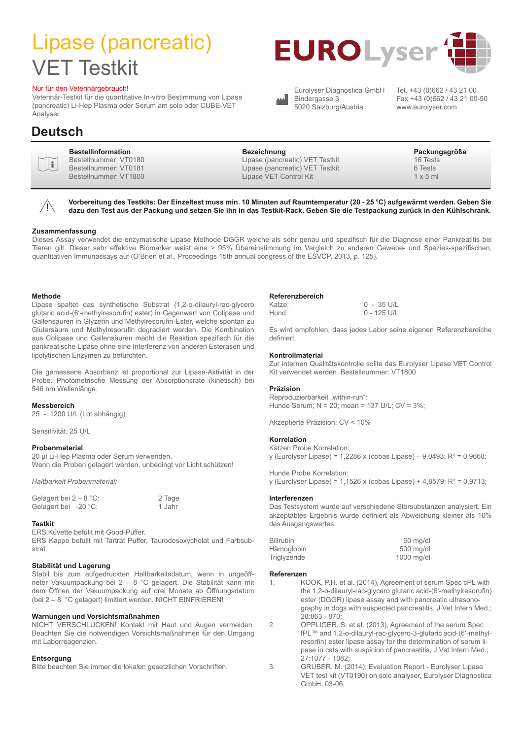# Lipase (pancreatic) VET Testkit

Nur für den Veterinärgebrauch!

Veterinär-Testkit für die quantitative In-vitro Bestimmung von Lipase (pancreatic) Li-Hep Plasma oder Serum am solo oder CUBE-VET Analyser

EUROLyser

Eurolyser Diagnostica GmbH
Bindergasse 3
5020 Salzburg/Austria

Tel. +43 (0)662 / 43 21 00
Fax +43 (0)662 / 43 21 00-50
www.eurolyser.com

## Deutsch

| Bestellinformation | Bezeichnung | Packungsgröße |
|---|---|---|
| Bestellnummer: VT0180 | Lipase (pancreatic) VET Testkit | 16 Tests |
| Bestellnummer: VT0181 | Lipase (pancreatic) VET Testkit | 6 Tests |
| Bestellnummer: VT1800 | Lipase VET Control Kit | 1 x 5 ml |

**Vorbereitung des Testkits: Der Einzeltest muss min. 10 Minuten auf Raumtemperatur (20 - 25 °C) aufgewärmt werden. Geben Sie dazu den Test aus der Packung und setzen Sie ihn in das Testkit-Rack. Geben Sie die Testpackung zurück in den Kühlschrank.**

### Zusammenfassung

Dieses Assay verwendet die enzymatische Lipase Methode DGGR welche als sehr genau und spezifisch für die Diagnose einer Pankreatitis bei Tieren gilt. Dieser sehr effektive Biomarker weist eine > 95% Übereinstimmung im Vergleich zu anderen Gewebe- und Spezies-spezifischen, quantitativen Immunassays auf (O'Brien et al., Proceedings 15th annual congress of the ESVCP, 2013, p. 125).

### Methode

Lipase spaltet das synthetische Substrat (1,2-o-dilauryl-rac-glycero glutaric acid-(6'-methylresorufin) ester) in Gegenwart von Colipase und Gallensäuren in Glyzerin und Methylresorufin-Ester, welche spontan zu Glutarsäure und Methylresorufin degradiert werden. Die Kombination aus Colipase und Gallensäuren macht die Reaktion spezifisch für die pankreatische Lipase ohne eine Interferenz von anderen Esterasen und lipolytischen Enzymen zu befürchten.

Die gemessene Absorbanz ist proportional zur Lipase-Aktivität in der Probe. Photometrische Messung der Absorptionsrate (kinetisch) bei 546 nm Wellenlänge.

### Messbereich

25 - 1200 U/L (Lot abhängig)

Sensitivität: 25 U/L

### Probenmaterial

20 µl Li-Hep Plasma oder Serum verwenden.
Wenn die Proben gelagert werden, unbedingt vor Licht schützen!

*Haltbarkeit Probenmaterial:*

| | |
|---|---|
| Gelagert bei 2 – 8 °C: | 2 Tage |
| Gelagert bei -20 °C: | 1 Jahr |

### Testkit

ERS Küvette befüllt mit Good-Puffer.
ERS Kappe befüllt mit Tartrat Puffer, Taurodesoxycholat und Farbsubstrat.

### Stabilität und Lagerung

Stabil bis zum aufgedruckten Haltbarkeitsdatum, wenn in ungeöffneter Vakuumpackung bei 2 – 8 °C gelagert. Die Stabilität kann mit dem Öffnen der Vakuumpackung auf drei Monate ab Öffnungsdatum (bei 2 – 8 °C gelagert) limitiert werden. NICHT EINFRIEREN!

### Warnungen und Vorsichtsmaßnahmen

NICHT VERSCHLUCKEN! Kontakt mit Haut und Augen vermeiden. Beachten Sie die notwendigen Vorsichtsmaßnahmen für den Umgang mit Laborreagenzien.

### Entsorgung

Bitte beachten Sie immer die lokalen gesetzlichen Vorschriften.

### Referenzbereich

| | |
|---|---|
| Katze: | 0 - 35 U/L |
| Hund: | 0 - 125 U/L |

Es wird empfohlen, dass jedes Labor seine eigenen Referenzbereiche definiert.

### Kontrollmaterial

Zur internen Qualitätskontrolle sollte das Eurolyser Lipase VET Control Kit verwendet werden. Bestellnummer: VT1800

### Präzision

Reproduzierbarkeit „within-run":
Hunde Serum; N = 20; mean = 137 U/L; CV = 3%;

Akzeptierte Präzision: CV < 10%

### Korrelation

Katzen Probe Korrelation:
y (Eurolyser Lipase) = 1,2286 x (cobas Lipase) – 9,0493; $R^2$ = 0,9668;

Hunde Probe Korrelation:
y (Eurolyser Lipase) = 1,1526 x (cobas Lipase) + 4,8579; $R^2$ = 0,9713;

### Interferenzen

Das Testsystem wurde auf verschiedene Störsubstanzen analysiert. Ein akzeptables Ergebnis wurde definiert als Abweichung kleiner als 10% des Ausgangswertes.

| | |
|---|---|
| Bilirubin | 60 mg/dl |
| Hämoglobin | 500 mg/dl |
| Triglyzeride | 1000 mg/dl |

### Referenzen

1. KOOK, P.H. et al. (2014), Agreement of serum Spec cPL with the 1,2-o-dilauryl-rac-glycero glutaric acid-(6'-methylresorufin) ester (DGGR) lipase assay and with pancreatic ultrasonography in dogs with suspected pancreatitis, J Vet Intern Med.; 28:863 - 870;
2. OPPLIGER, S. et al. (2013), Agreement of the serum Spec fPL™ and 1,2-o-dilauryl-rac-glycero-3-glutaric acid-(6'-methylresorufin) ester lipase assay for the determination of serum lipase in cats with suspicion of pancreatitis, J Vet Intern Med.; 27:1077 - 1082;
3. GRUBER, M. (2014); Evaluation Report - Eurolyser Lipase VET test kit (VT0190) on solo analyser, Eurolyser Diagnostica GmbH, 03-06;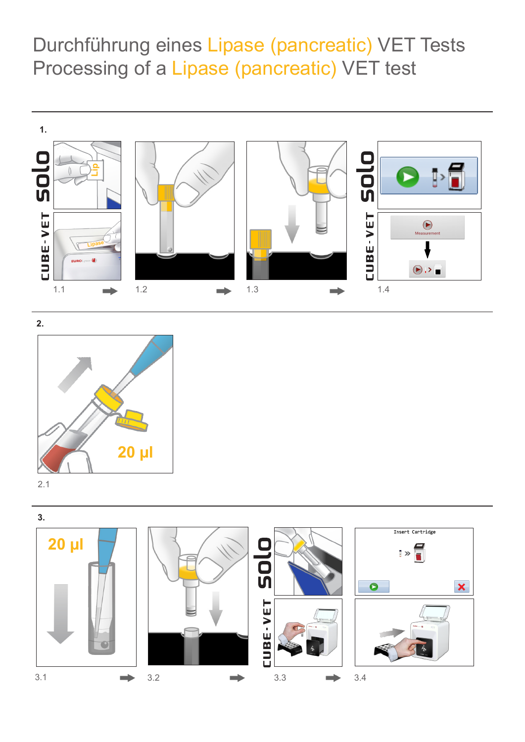# Durchführung eines Lipase (pancreatic) VET Tests
# Processing of a Lipase (pancreatic) VET test

**1.**

solo

CUBE-VET

1.1

1.2

1.3

solo

CUBE-VET

1.4

**2.**

20 µl

2.1

**3.**

20 µl

3.1

3.2

solo

CUBE-VET

3.3

3.4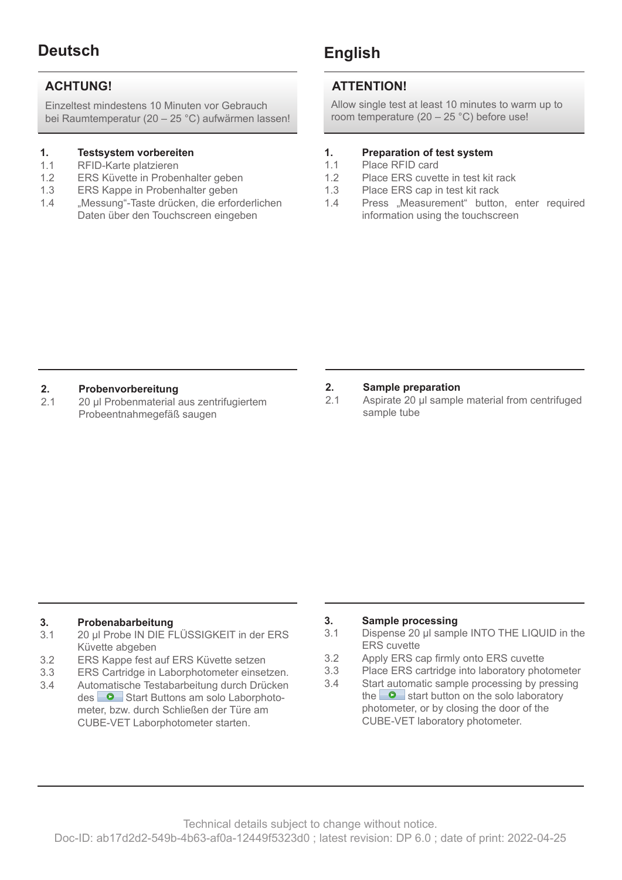## Deutsch

### ACHTUNG!

Einzeltest mindestens 10 Minuten vor Gebrauch bei Raumtemperatur (20 – 25 °C) aufwärmen lassen!

**1. Testsystem vorbereiten**

1.1 RFID-Karte platzieren
1.2 ERS Küvette in Probenhalter geben
1.3 ERS Kappe in Probenhalter geben
1.4 „Messung“-Taste drücken, die erforderlichen Daten über den Touchscreen eingeben

**2. Probenvorbereitung**

2.1 20 µl Probenmaterial aus zentrifugiertem Probeentnahmegefäß saugen

**3. Probenabarbeitung**

3.1 20 µl Probe IN DIE FLÜSSIGKEIT in der ERS Küvette abgeben
3.2 ERS Kappe fest auf ERS Küvette setzen
3.3 ERS Cartridge in Laborphotometer einsetzen.
3.4 Automatische Testabarbeitung durch Drücken des Start Buttons am solo Laborphotometer, bzw. durch Schließen der Türe am CUBE-VET Laborphotometer starten.

## English

### ATTENTION!

Allow single test at least 10 minutes to warm up to room temperature (20 – 25 °C) before use!

**1. Preparation of test system**

1.1 Place RFID card
1.2 Place ERS cuvette in test kit rack
1.3 Place ERS cap in test kit rack
1.4 Press „Measurement“ button, enter required information using the touchscreen

**2. Sample preparation**

2.1 Aspirate 20 µl sample material from centrifuged sample tube

**3. Sample processing**

3.1 Dispense 20 µl sample INTO THE LIQUID in the ERS cuvette
3.2 Apply ERS cap firmly onto ERS cuvette
3.3 Place ERS cartridge into laboratory photometer
3.4 Start automatic sample processing by pressing the start button on the solo laboratory photometer, or by closing the door of the CUBE-VET laboratory photometer.

Technical details subject to change without notice.
Doc-ID: ab17d2d2-549b-4b63-af0a-12449f5323d0 ; latest revision: DP 6.0 ; date of print: 2022-04-25